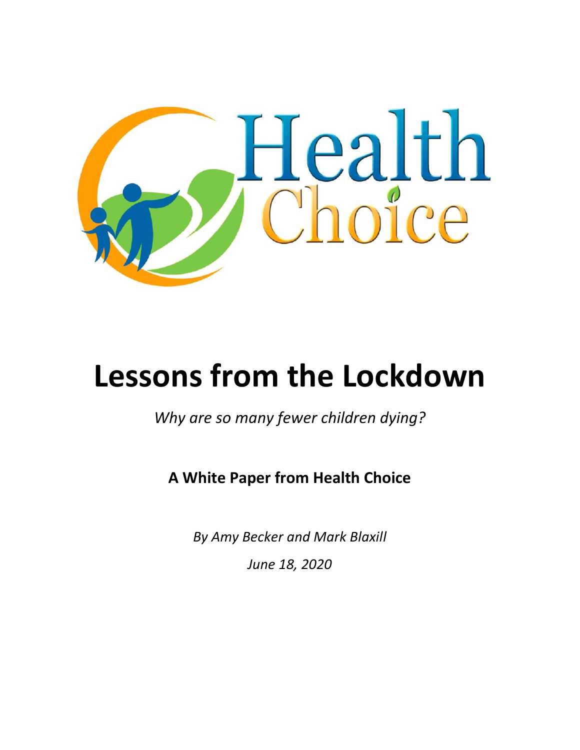Health Choice

# Lessons from the Lockdown

*Why are so many fewer children dying?*

**A White Paper from Health Choice**

*By Amy Becker and Mark Blaxill*

*June 18, 2020*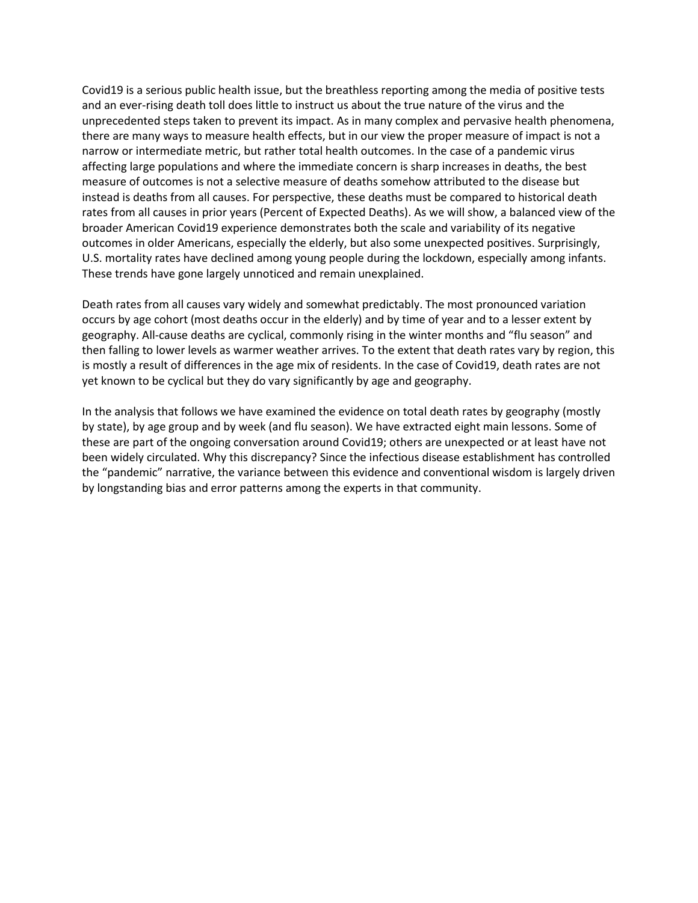Covid19 is a serious public health issue, but the breathless reporting among the media of positive tests and an ever-rising death toll does little to instruct us about the true nature of the virus and the unprecedented steps taken to prevent its impact. As in many complex and pervasive health phenomena, there are many ways to measure health effects, but in our view the proper measure of impact is not a narrow or intermediate metric, but rather total health outcomes. In the case of a pandemic virus affecting large populations and where the immediate concern is sharp increases in deaths, the best measure of outcomes is not a selective measure of deaths somehow attributed to the disease but instead is deaths from all causes. For perspective, these deaths must be compared to historical death rates from all causes in prior years (Percent of Expected Deaths). As we will show, a balanced view of the broader American Covid19 experience demonstrates both the scale and variability of its negative outcomes in older Americans, especially the elderly, but also some unexpected positives. Surprisingly, U.S. mortality rates have declined among young people during the lockdown, especially among infants. These trends have gone largely unnoticed and remain unexplained.

Death rates from all causes vary widely and somewhat predictably. The most pronounced variation occurs by age cohort (most deaths occur in the elderly) and by time of year and to a lesser extent by geography. All-cause deaths are cyclical, commonly rising in the winter months and "flu season" and then falling to lower levels as warmer weather arrives. To the extent that death rates vary by region, this is mostly a result of differences in the age mix of residents. In the case of Covid19, death rates are not yet known to be cyclical but they do vary significantly by age and geography.

In the analysis that follows we have examined the evidence on total death rates by geography (mostly by state), by age group and by week (and flu season). We have extracted eight main lessons. Some of these are part of the ongoing conversation around Covid19; others are unexpected or at least have not been widely circulated. Why this discrepancy? Since the infectious disease establishment has controlled the "pandemic" narrative, the variance between this evidence and conventional wisdom is largely driven by longstanding bias and error patterns among the experts in that community.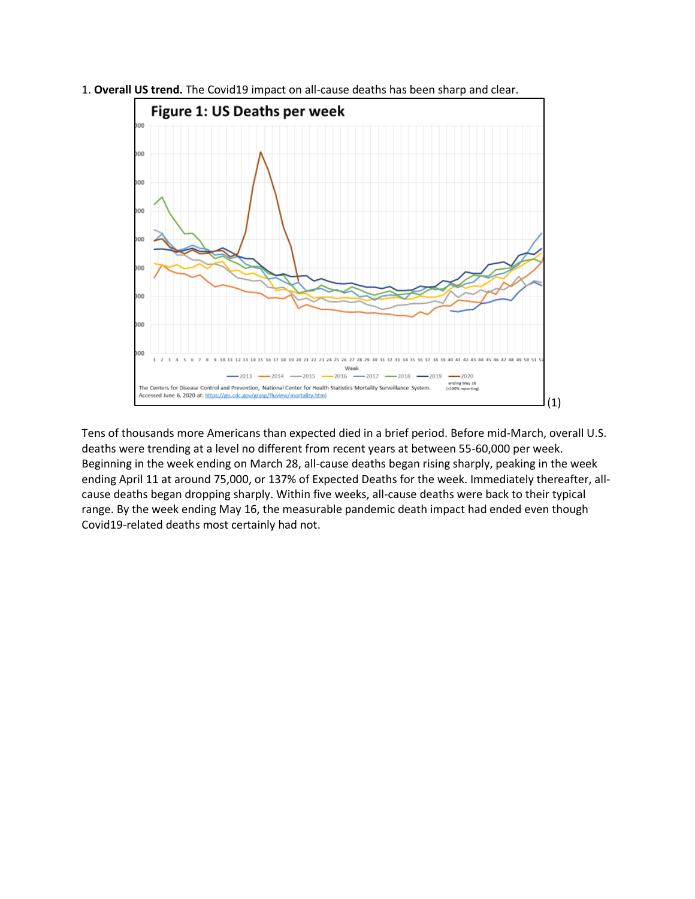1. **Overall US trend.** The Covid19 impact on all-cause deaths has been sharp and clear.

(1)

Tens of thousands more Americans than expected died in a brief period. Before mid-March, overall U.S. deaths were trending at a level no different from recent years at between 55-60,000 per week. Beginning in the week ending on March 28, all-cause deaths began rising sharply, peaking in the week ending April 11 at around 75,000, or 137% of Expected Deaths for the week. Immediately thereafter, all-cause deaths began dropping sharply. Within five weeks, all-cause deaths were back to their typical range. By the week ending May 16, the measurable pandemic death impact had ended even though Covid19-related deaths most certainly had not.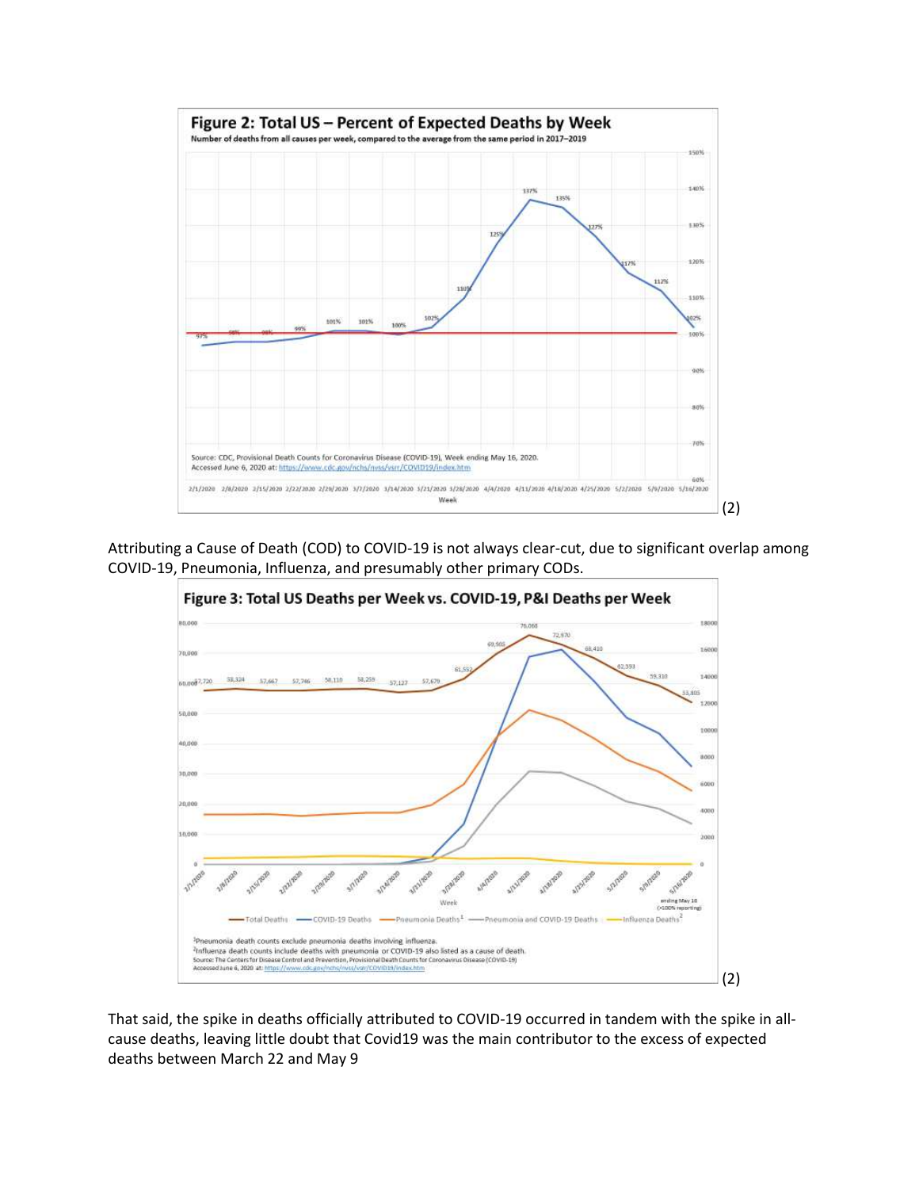**Figure 2: Total US – Percent of Expected Deaths by Week**

Number of deaths from all causes per week, compared to the average from the same period in 2017–2019

Source: CDC, Provisional Death Counts for Coronavirus Disease (COVID-19), Week ending May 16, 2020. Accessed June 6, 2020 at: https://www.cdc.gov/nchs/nvss/vsrr/COVID19/index.htm

(2)

Attributing a Cause of Death (COD) to COVID-19 is not always clear-cut, due to significant overlap among COVID-19, Pneumonia, Influenza, and presumably other primary CODs.

**Figure 3: Total US Deaths per Week vs. COVID-19, P&I Deaths per Week**

[1]Pneumonia death counts exclude pneumonia deaths involving influenza.
[2]Influenza death counts include deaths with pneumonia or COVID-19 also listed as a cause of death.
Source: The Centers for Disease Control and Prevention, Provisional Death Counts for Coronavirus Disease (COVID-19)
Accessed June 6, 2020 at: https://www.cdc.gov/nchs/nvss/vsrr/COVID19/index.htm

(2)

That said, the spike in deaths officially attributed to COVID-19 occurred in tandem with the spike in all-cause deaths, leaving little doubt that Covid19 was the main contributor to the excess of expected deaths between March 22 and May 9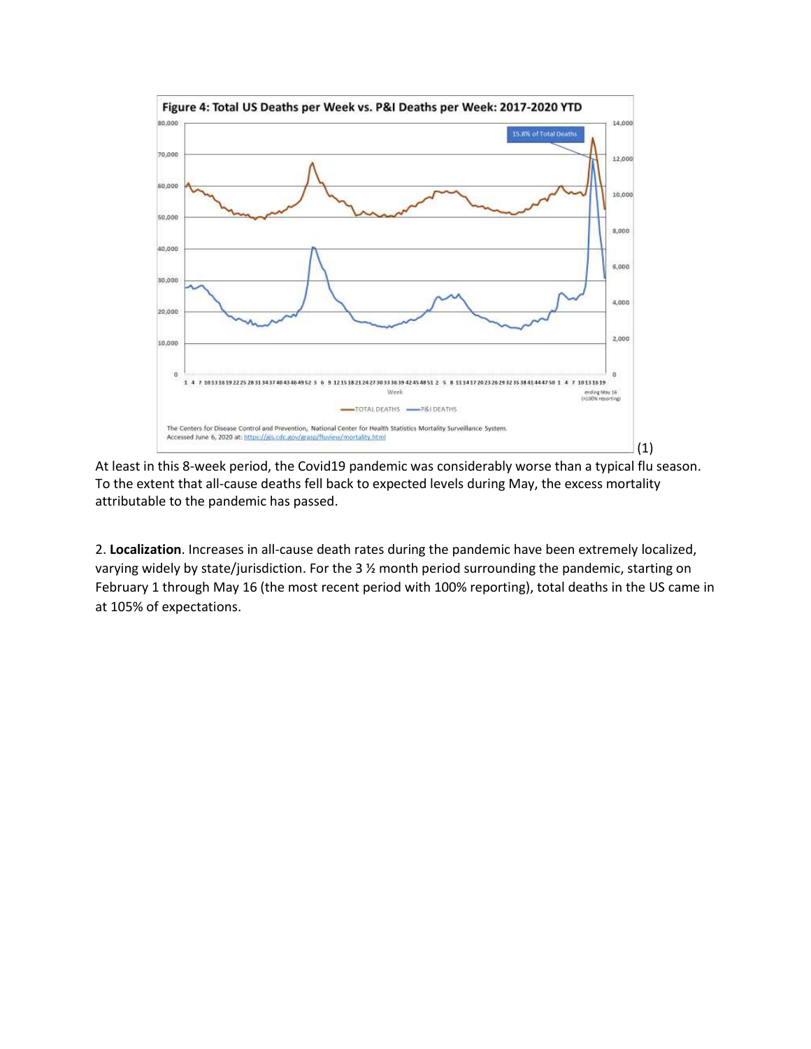**Figure 4: Total US Deaths per Week vs. P&I Deaths per Week: 2017-2020 YTD**

The Centers for Disease Control and Prevention, National Center for Health Statistics Mortality Surveillance System.
Accessed June 6, 2020 at: https://gis.cdc.gov/grasp/fluview/mortality.html

(1)

At least in this 8-week period, the Covid19 pandemic was considerably worse than a typical flu season. To the extent that all-cause deaths fell back to expected levels during May, the excess mortality attributable to the pandemic has passed.

2. **Localization**. Increases in all-cause death rates during the pandemic have been extremely localized, varying widely by state/jurisdiction. For the 3 ½ month period surrounding the pandemic, starting on February 1 through May 16 (the most recent period with 100% reporting), total deaths in the US came in at 105% of expectations.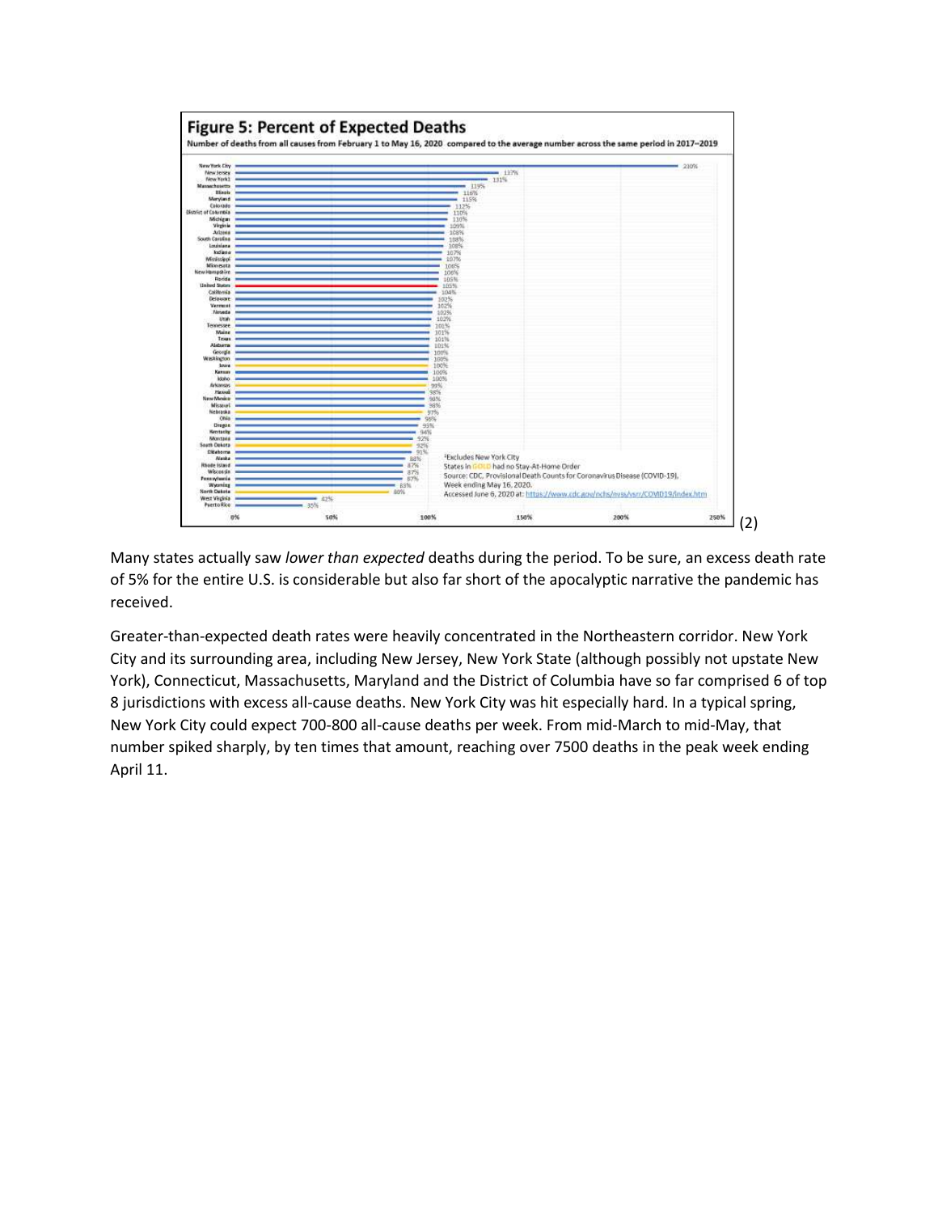**Figure 5: Percent of Expected Deaths**

Number of deaths from all causes from February 1 to May 16, 2020 compared to the average number across the same period in 2017–2019

| Jurisdiction | Percent of Expected Deaths |
|---|---|
| New York City | 230% |
| New Jersey | 137% |
| New York‡ | 131% |
| Massachusetts | 119% |
| Illinois | 116% |
| Maryland | 115% |
| Colorado | 112% |
| District of Columbia | 110% |
| Michigan | 110% |
| Virginia | 109% |
| Arizona | 108% |
| South Carolina | 108% |
| Louisiana | 108% |
| Indiana | 107% |
| Mississippi | 107% |
| Minnesota | 106% |
| New Hampshire | 106% |
| Florida | 105% |
| United States | 105% |
| California | 104% |
| Delaware | 102% |
| Vermont | 102% |
| Nevada | 102% |
| Utah | 102% |
| Tennessee | 101% |
| Maine | 101% |
| Texas | 101% |
| Alabama | 101% |
| Georgia | 100% |
| Washington | 100% |
| Iowa | 100% |
| Kansas | 100% |
| Idaho | 100% |
| Arkansas | 99% |
| Hawaii | 98% |
| New Mexico | 98% |
| Missouri | 98% |
| Nebraska | 97% |
| Ohio | 96% |
| Oregon | 95% |
| Kentucky | 94% |
| Montana | 92% |
| South Dakota | 92% |
| Oklahoma | 91% |
| Alaska | 88% |
| Rhode Island | 87% |
| Wisconsin | 87% |
| Pennsylvania | 87% |
| Wyoming | 83% |
| North Dakota | 80% |
| West Virginia | 42% |
| Puerto Rico | 35% |

‡Excludes New York City
States in GOLD had no Stay-At-Home Order
Source: CDC, Provisional Death Counts for Coronavirus Disease (COVID-19), Week ending May 16, 2020.
Accessed June 6, 2020 at: https://www.cdc.gov/nchs/nvss/vsrr/COVID19/index.htm

(2)

Many states actually saw *lower than expected* deaths during the period. To be sure, an excess death rate of 5% for the entire U.S. is considerable but also far short of the apocalyptic narrative the pandemic has received.

Greater-than-expected death rates were heavily concentrated in the Northeastern corridor. New York City and its surrounding area, including New Jersey, New York State (although possibly not upstate New York), Connecticut, Massachusetts, Maryland and the District of Columbia have so far comprised 6 of top 8 jurisdictions with excess all-cause deaths. New York City was hit especially hard. In a typical spring, New York City could expect 700-800 all-cause deaths per week. From mid-March to mid-May, that number spiked sharply, by ten times that amount, reaching over 7500 deaths in the peak week ending April 11.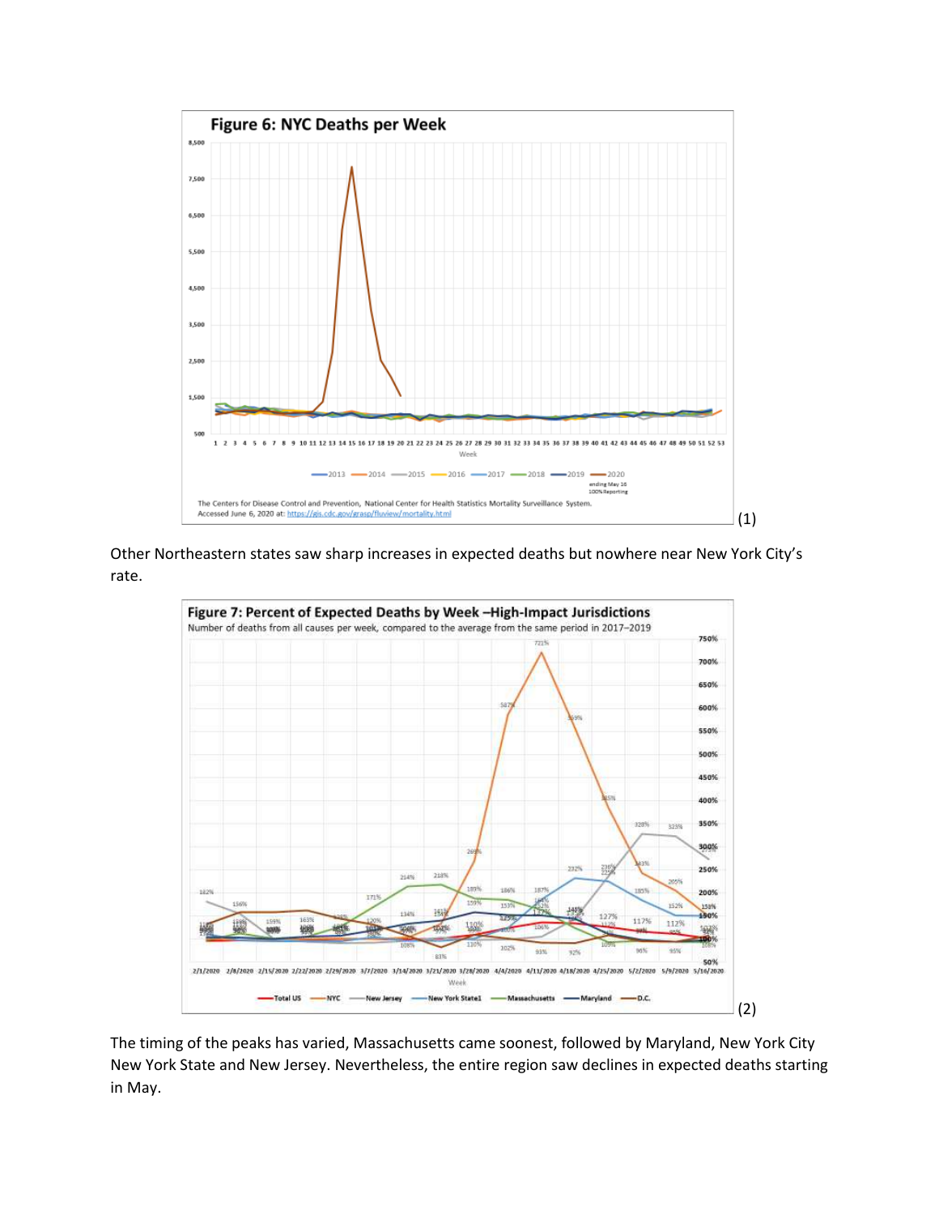**Figure 6: NYC Deaths per Week**

The Centers for Disease Control and Prevention, National Center for Health Statistics Mortality Surveillance System. Accessed June 6, 2020 at: https://gis.cdc.gov/grasp/fluview/mortality.html

(1)

Other Northeastern states saw sharp increases in expected deaths but nowhere near New York City's rate.

**Figure 7: Percent of Expected Deaths by Week –High-Impact Jurisdictions**

Number of deaths from all causes per week, compared to the average from the same period in 2017–2019

(2)

The timing of the peaks has varied, Massachusetts came soonest, followed by Maryland, New York City New York State and New Jersey. Nevertheless, the entire region saw declines in expected deaths starting in May.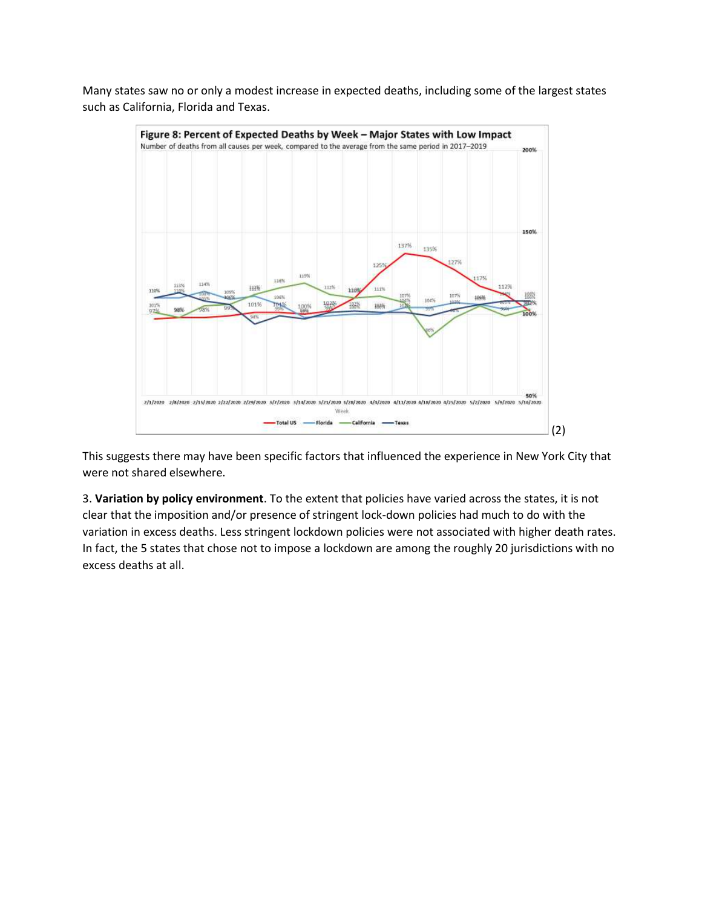Many states saw no or only a modest increase in expected deaths, including some of the largest states such as California, Florida and Texas.

Figure 8: Percent of Expected Deaths by Week – Major States with Low Impact
Number of deaths from all causes per week, compared to the average from the same period in 2017–2019

(2)

This suggests there may have been specific factors that influenced the experience in New York City that were not shared elsewhere.

3. **Variation by policy environment**. To the extent that policies have varied across the states, it is not clear that the imposition and/or presence of stringent lock-down policies had much to do with the variation in excess deaths. Less stringent lockdown policies were not associated with higher death rates. In fact, the 5 states that chose not to impose a lockdown are among the roughly 20 jurisdictions with no excess deaths at all.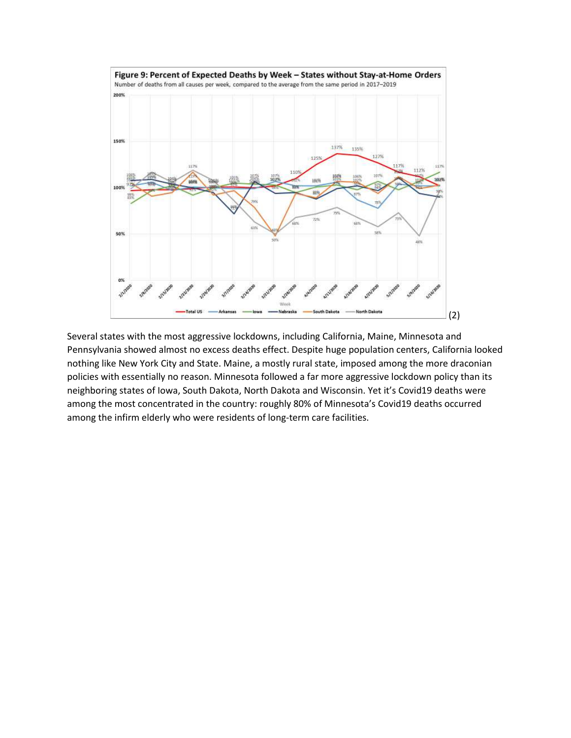Figure 9: Percent of Expected Deaths by Week – States without Stay-at-Home Orders

Number of deaths from all causes per week, compared to the average from the same period in 2017–2019

(2)

Several states with the most aggressive lockdowns, including California, Maine, Minnesota and Pennsylvania showed almost no excess deaths effect. Despite huge population centers, California looked nothing like New York City and State. Maine, a mostly rural state, imposed among the more draconian policies with essentially no reason. Minnesota followed a far more aggressive lockdown policy than its neighboring states of Iowa, South Dakota, North Dakota and Wisconsin. Yet it's Covid19 deaths were among the most concentrated in the country: roughly 80% of Minnesota's Covid19 deaths occurred among the infirm elderly who were residents of long-term care facilities.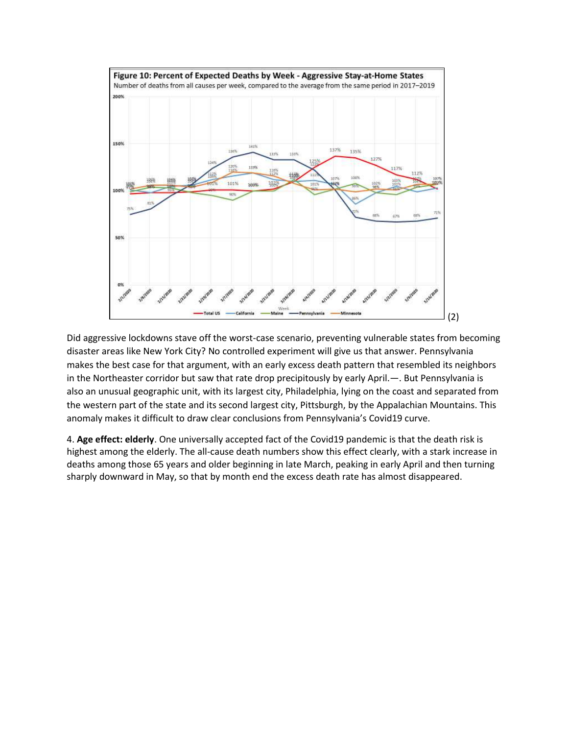**Figure 10: Percent of Expected Deaths by Week - Aggressive Stay-at-Home States**

Number of deaths from all causes per week, compared to the average from the same period in 2017–2019

(2)

Did aggressive lockdowns stave off the worst-case scenario, preventing vulnerable states from becoming disaster areas like New York City? No controlled experiment will give us that answer. Pennsylvania makes the best case for that argument, with an early excess death pattern that resembled its neighbors in the Northeaster corridor but saw that rate drop precipitously by early April.—. But Pennsylvania is also an unusual geographic unit, with its largest city, Philadelphia, lying on the coast and separated from the western part of the state and its second largest city, Pittsburgh, by the Appalachian Mountains. This anomaly makes it difficult to draw clear conclusions from Pennsylvania's Covid19 curve.

4. **Age effect: elderly**. One universally accepted fact of the Covid19 pandemic is that the death risk is highest among the elderly. The all-cause death numbers show this effect clearly, with a stark increase in deaths among those 65 years and older beginning in late March, peaking in early April and then turning sharply downward in May, so that by month end the excess death rate has almost disappeared.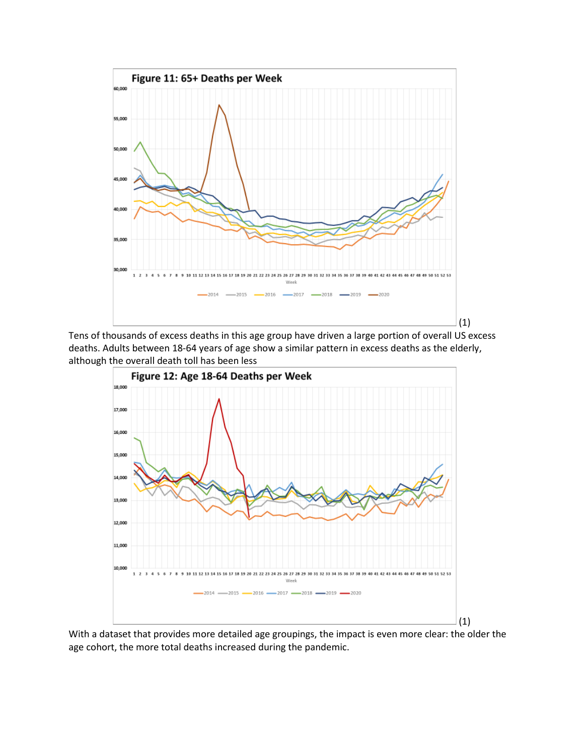**Figure 11: 65+ Deaths per Week**

(1)

Tens of thousands of excess deaths in this age group have driven a large portion of overall US excess deaths. Adults between 18-64 years of age show a similar pattern in excess deaths as the elderly, although the overall death toll has been less

**Figure 12: Age 18-64 Deaths per Week**

(1)

With a dataset that provides more detailed age groupings, the impact is even more clear: the older the age cohort, the more total deaths increased during the pandemic.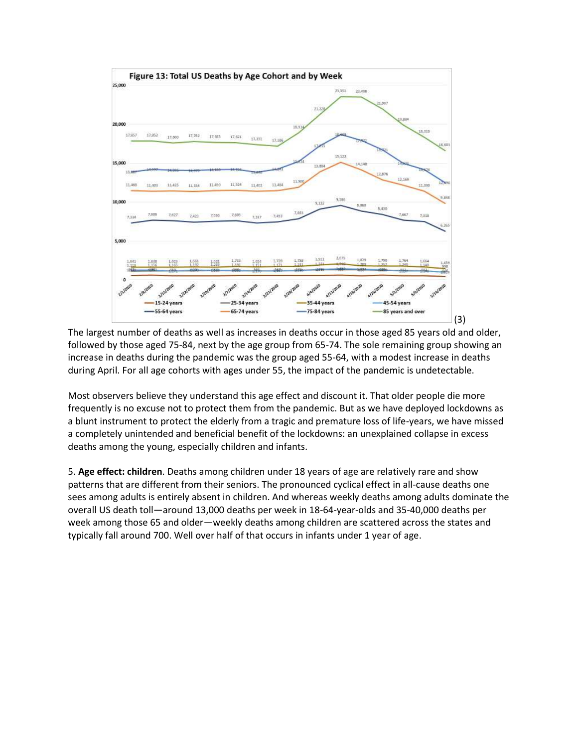**Figure 13: Total US Deaths by Age Cohort and by Week** (3)

The largest number of deaths as well as increases in deaths occur in those aged 85 years old and older, followed by those aged 75-84, next by the age group from 65-74. The sole remaining group showing an increase in deaths during the pandemic was the group aged 55-64, with a modest increase in deaths during April. For all age cohorts with ages under 55, the impact of the pandemic is undetectable.

Most observers believe they understand this age effect and discount it. That older people die more frequently is no excuse not to protect them from the pandemic. But as we have deployed lockdowns as a blunt instrument to protect the elderly from a tragic and premature loss of life-years, we have missed a completely unintended and beneficial benefit of the lockdowns: an unexplained collapse in excess deaths among the young, especially children and infants.

5. **Age effect: children**. Deaths among children under 18 years of age are relatively rare and show patterns that are different from their seniors. The pronounced cyclical effect in all-cause deaths one sees among adults is entirely absent in children. And whereas weekly deaths among adults dominate the overall US death toll—around 13,000 deaths per week in 18-64-year-olds and 35-40,000 deaths per week among those 65 and older—weekly deaths among children are scattered across the states and typically fall around 700. Well over half of that occurs in infants under 1 year of age.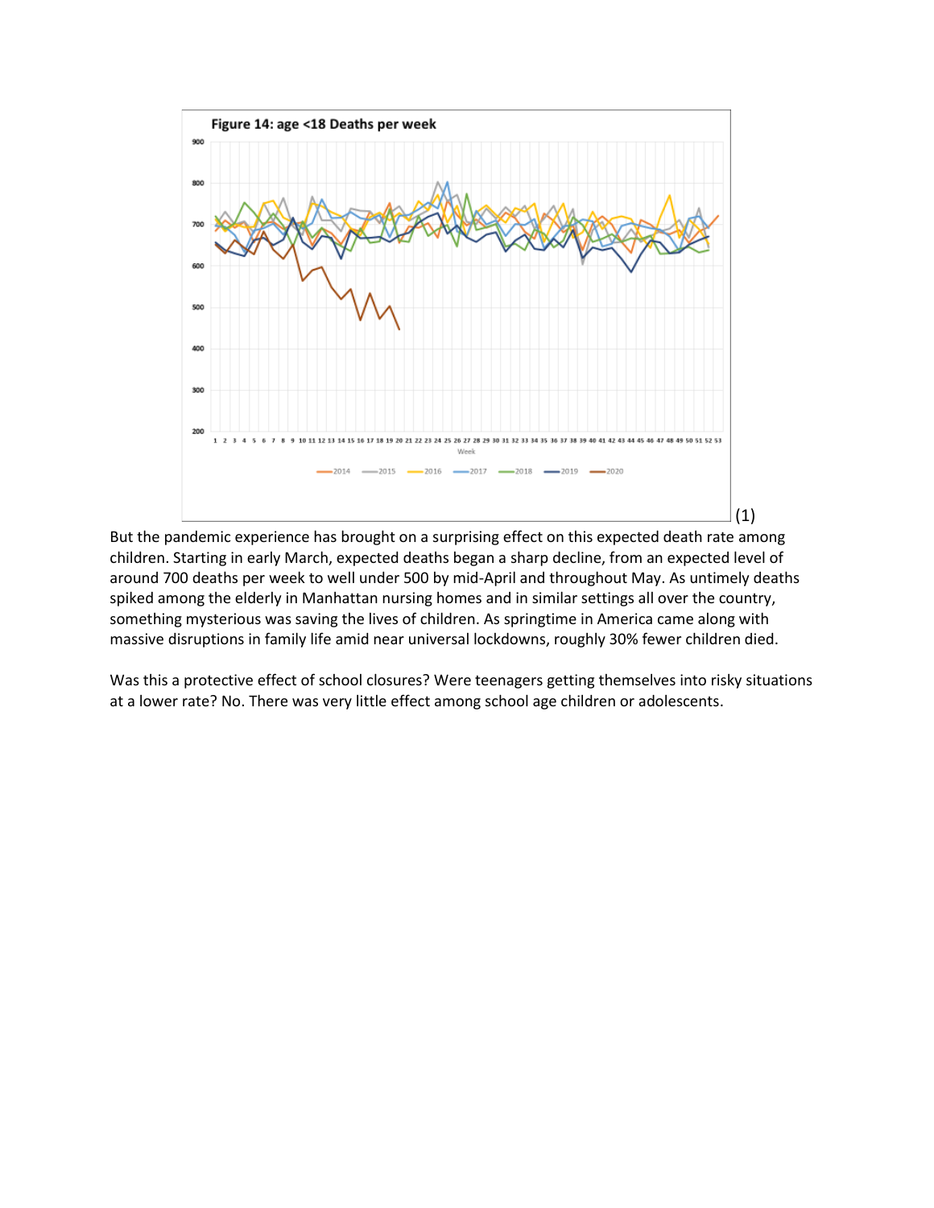Figure 14: age <18 Deaths per week

(1)

But the pandemic experience has brought on a surprising effect on this expected death rate among children. Starting in early March, expected deaths began a sharp decline, from an expected level of around 700 deaths per week to well under 500 by mid-April and throughout May. As untimely deaths spiked among the elderly in Manhattan nursing homes and in similar settings all over the country, something mysterious was saving the lives of children. As springtime in America came along with massive disruptions in family life amid near universal lockdowns, roughly 30% fewer children died.

Was this a protective effect of school closures? Were teenagers getting themselves into risky situations at a lower rate? No. There was very little effect among school age children or adolescents.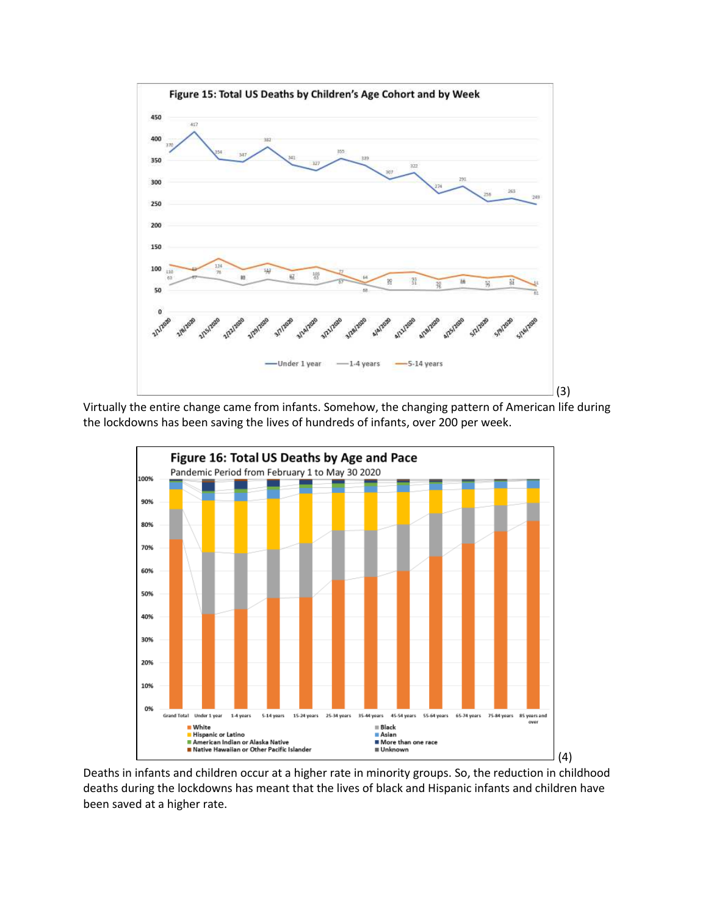Figure 15: Total US Deaths by Children's Age Cohort and by Week

(3)

Virtually the entire change came from infants. Somehow, the changing pattern of American life during the lockdowns has been saving the lives of hundreds of infants, over 200 per week.

Figure 16: Total US Deaths by Age and Pace

Pandemic Period from February 1 to May 30 2020

(4)

Deaths in infants and children occur at a higher rate in minority groups. So, the reduction in childhood deaths during the lockdowns has meant that the lives of black and Hispanic infants and children have been saved at a higher rate.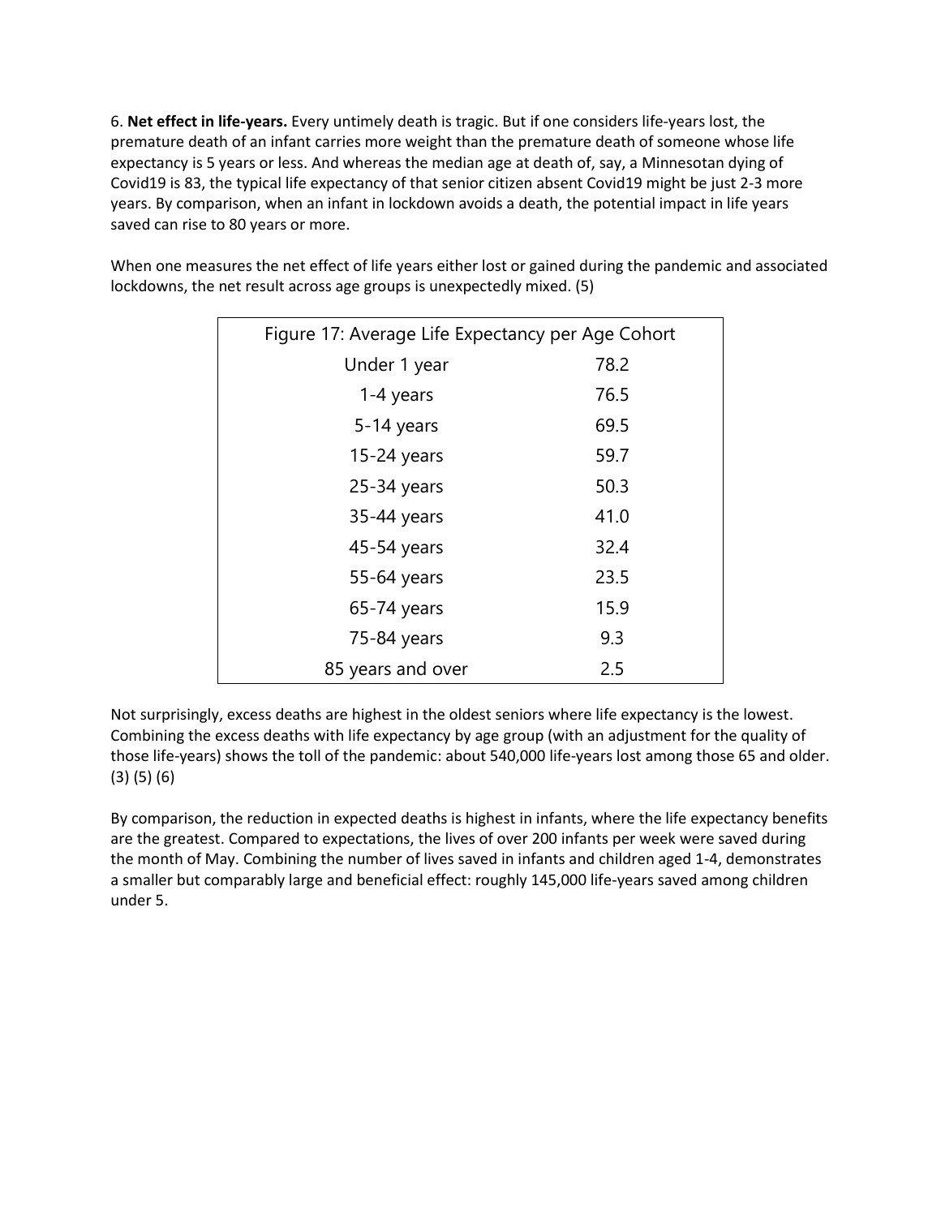6. **Net effect in life-years.** Every untimely death is tragic. But if one considers life-years lost, the premature death of an infant carries more weight than the premature death of someone whose life expectancy is 5 years or less. And whereas the median age at death of, say, a Minnesotan dying of Covid19 is 83, the typical life expectancy of that senior citizen absent Covid19 might be just 2-3 more years. By comparison, when an infant in lockdown avoids a death, the potential impact in life years saved can rise to 80 years or more.

When one measures the net effect of life years either lost or gained during the pandemic and associated lockdowns, the net result across age groups is unexpectedly mixed. (5)

| Figure 17: Average Life Expectancy per Age Cohort | |
|---|---|
| Under 1 year | 78.2 |
| 1-4 years | 76.5 |
| 5-14 years | 69.5 |
| 15-24 years | 59.7 |
| 25-34 years | 50.3 |
| 35-44 years | 41.0 |
| 45-54 years | 32.4 |
| 55-64 years | 23.5 |
| 65-74 years | 15.9 |
| 75-84 years | 9.3 |
| 85 years and over | 2.5 |

Not surprisingly, excess deaths are highest in the oldest seniors where life expectancy is the lowest. Combining the excess deaths with life expectancy by age group (with an adjustment for the quality of those life-years) shows the toll of the pandemic: about 540,000 life-years lost among those 65 and older. (3) (5) (6)

By comparison, the reduction in expected deaths is highest in infants, where the life expectancy benefits are the greatest. Compared to expectations, the lives of over 200 infants per week were saved during the month of May. Combining the number of lives saved in infants and children aged 1-4, demonstrates a smaller but comparably large and beneficial effect: roughly 145,000 life-years saved among children under 5.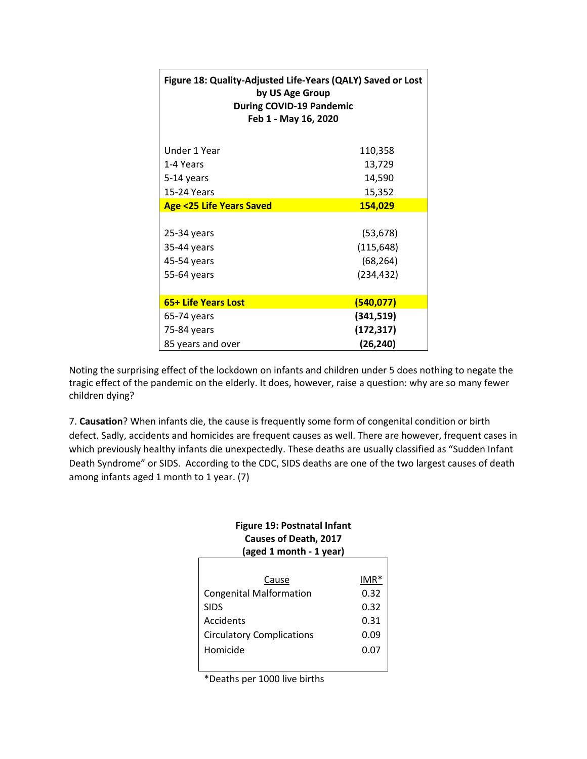| Figure 18: Quality-Adjusted Life-Years (QALY) Saved or Lost by US Age Group During COVID-19 Pandemic Feb 1 - May 16, 2020 | |
|---|---|
| Under 1 Year | 110,358 |
| 1-4 Years | 13,729 |
| 5-14 years | 14,590 |
| 15-24 Years | 15,352 |
| **Age <25 Life Years Saved** | **154,029** |
| | |
| 25-34 years | (53,678) |
| 35-44 years | (115,648) |
| 45-54 years | (68,264) |
| 55-64 years | (234,432) |
| | |
| **65+ Life Years Lost** | **(540,077)** |
| 65-74 years | **(341,519)** |
| 75-84 years | **(172,317)** |
| 85 years and over | **(26,240)** |

Noting the surprising effect of the lockdown on infants and children under 5 does nothing to negate the tragic effect of the pandemic on the elderly. It does, however, raise a question: why are so many fewer children dying?

7. **Causation**? When infants die, the cause is frequently some form of congenital condition or birth defect. Sadly, accidents and homicides are frequent causes as well. There are however, frequent cases in which previously healthy infants die unexpectedly. These deaths are usually classified as "Sudden Infant Death Syndrome" or SIDS. According to the CDC, SIDS deaths are one of the two largest causes of death among infants aged 1 month to 1 year. (7)

**Figure 19: Postnatal Infant Causes of Death, 2017 (aged 1 month - 1 year)**

| Cause | IMR* |
|---|---|
| Congenital Malformation | 0.32 |
| SIDS | 0.32 |
| Accidents | 0.31 |
| Circulatory Complications | 0.09 |
| Homicide | 0.07 |

*Deaths per 1000 live births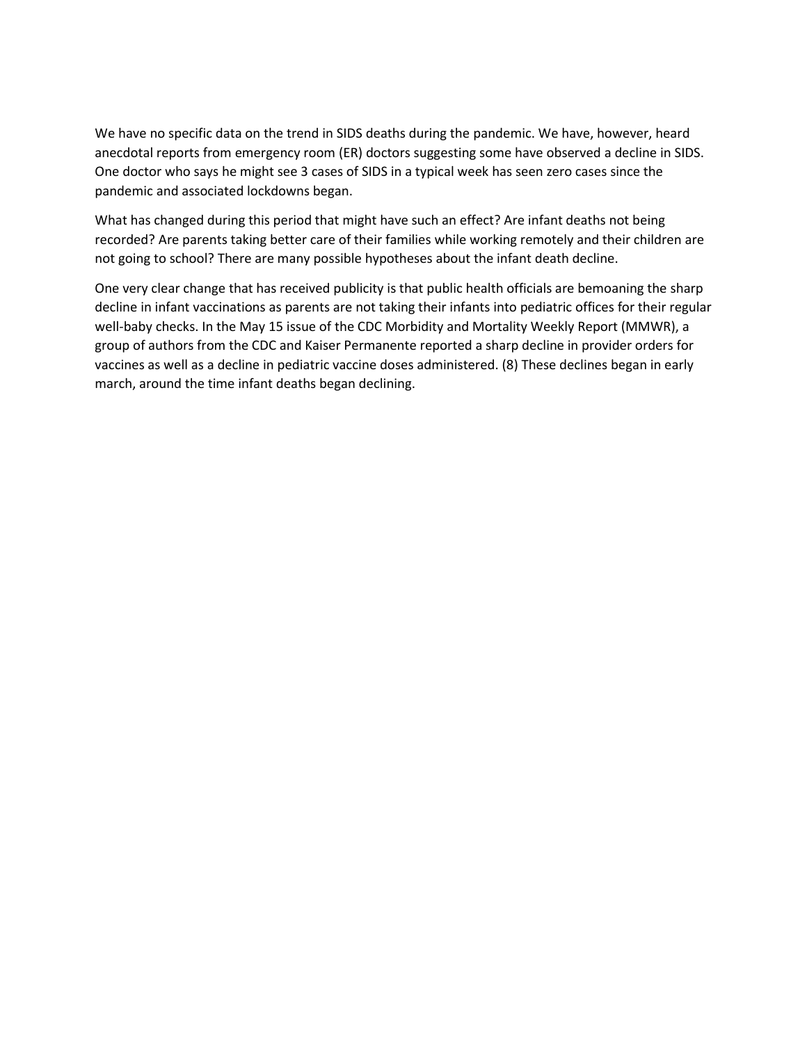We have no specific data on the trend in SIDS deaths during the pandemic. We have, however, heard anecdotal reports from emergency room (ER) doctors suggesting some have observed a decline in SIDS. One doctor who says he might see 3 cases of SIDS in a typical week has seen zero cases since the pandemic and associated lockdowns began.

What has changed during this period that might have such an effect? Are infant deaths not being recorded? Are parents taking better care of their families while working remotely and their children are not going to school? There are many possible hypotheses about the infant death decline.

One very clear change that has received publicity is that public health officials are bemoaning the sharp decline in infant vaccinations as parents are not taking their infants into pediatric offices for their regular well-baby checks. In the May 15 issue of the CDC Morbidity and Mortality Weekly Report (MMWR), a group of authors from the CDC and Kaiser Permanente reported a sharp decline in provider orders for vaccines as well as a decline in pediatric vaccine doses administered. (8) These declines began in early march, around the time infant deaths began declining.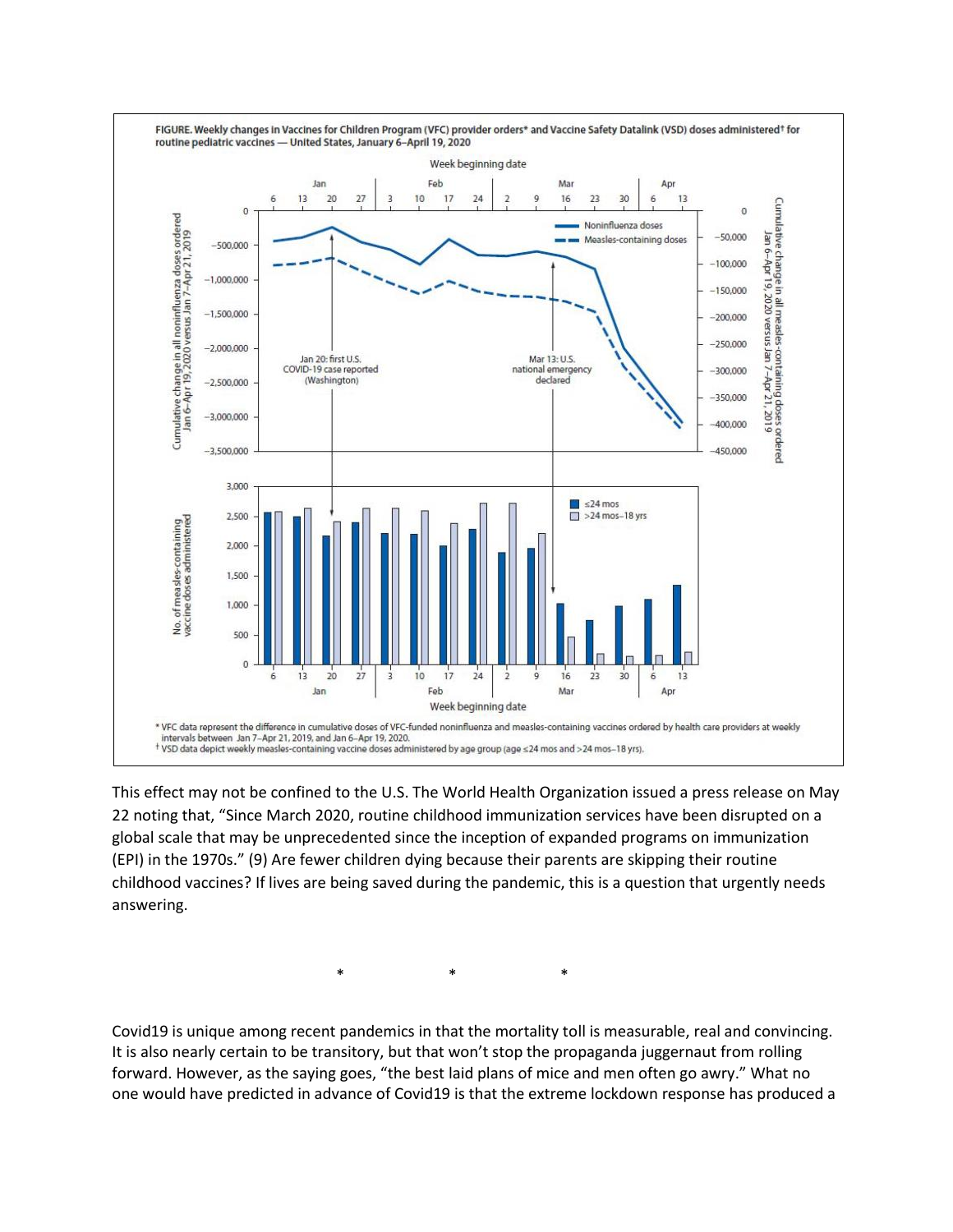FIGURE. Weekly changes in Vaccines for Children Program (VFC) provider orders* and Vaccine Safety Datalink (VSD) doses administered† for routine pediatric vaccines — United States, January 6–April 19, 2020

* VFC data represent the difference in cumulative doses of VFC-funded noninfluenza and measles-containing vaccines ordered by health care providers at weekly intervals between Jan 7–Apr 21, 2019, and Jan 6–Apr 19, 2020.
† VSD data depict weekly measles-containing vaccine doses administered by age group (age ≤24 mos and >24 mos–18 yrs).

This effect may not be confined to the U.S. The World Health Organization issued a press release on May 22 noting that, "Since March 2020, routine childhood immunization services have been disrupted on a global scale that may be unprecedented since the inception of expanded programs on immunization (EPI) in the 1970s." (9) Are fewer children dying because their parents are skipping their routine childhood vaccines? If lives are being saved during the pandemic, this is a question that urgently needs answering.

\* \* \*

Covid19 is unique among recent pandemics in that the mortality toll is measurable, real and convincing. It is also nearly certain to be transitory, but that won't stop the propaganda juggernaut from rolling forward. However, as the saying goes, "the best laid plans of mice and men often go awry." What no one would have predicted in advance of Covid19 is that the extreme lockdown response has produced a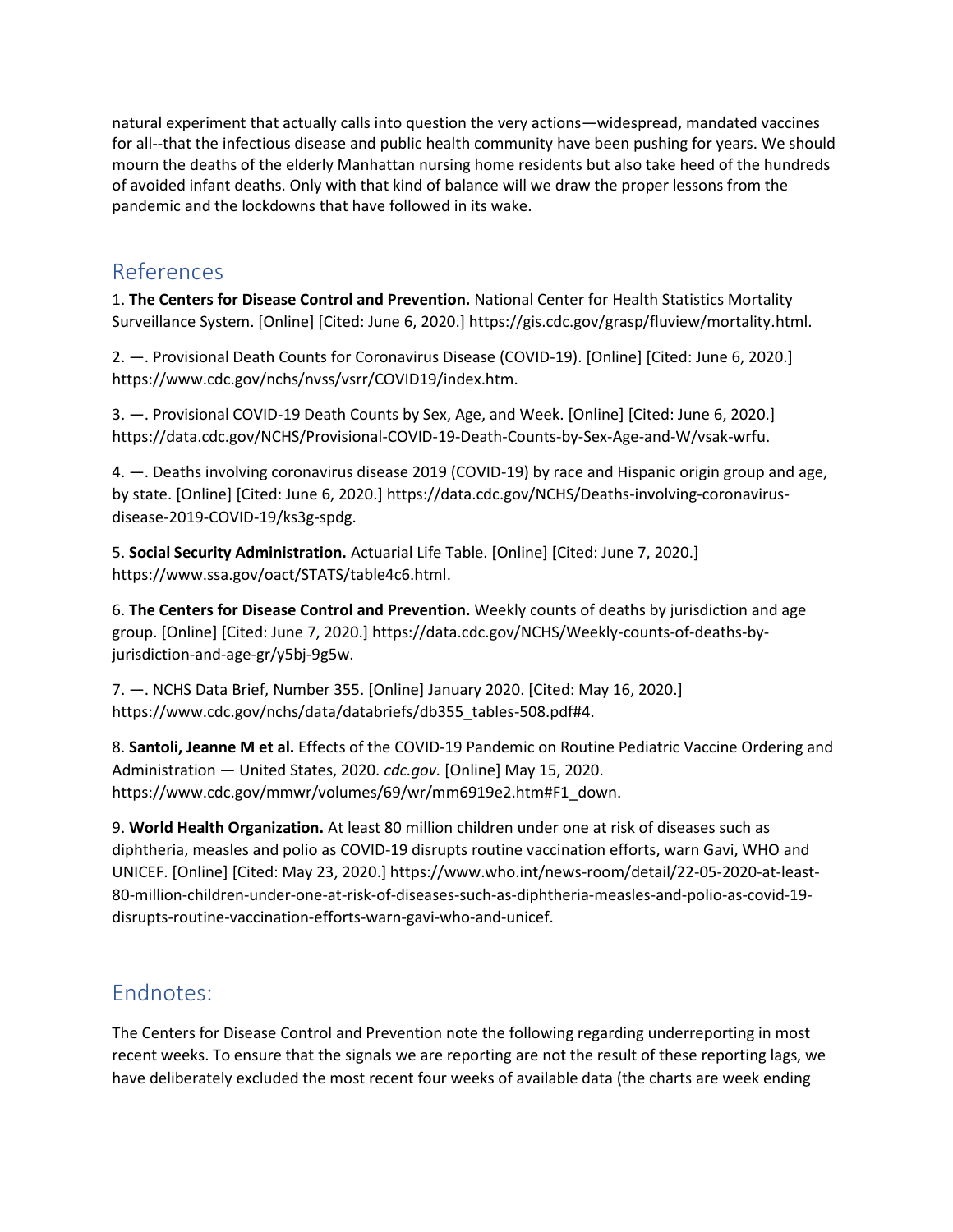natural experiment that actually calls into question the very actions—widespread, mandated vaccines for all--that the infectious disease and public health community have been pushing for years. We should mourn the deaths of the elderly Manhattan nursing home residents but also take heed of the hundreds of avoided infant deaths. Only with that kind of balance will we draw the proper lessons from the pandemic and the lockdowns that have followed in its wake.

## References

1. **The Centers for Disease Control and Prevention.** National Center for Health Statistics Mortality Surveillance System. [Online] [Cited: June 6, 2020.] https://gis.cdc.gov/grasp/fluview/mortality.html.

2. —. Provisional Death Counts for Coronavirus Disease (COVID-19). [Online] [Cited: June 6, 2020.] https://www.cdc.gov/nchs/nvss/vsrr/COVID19/index.htm.

3. —. Provisional COVID-19 Death Counts by Sex, Age, and Week. [Online] [Cited: June 6, 2020.] https://data.cdc.gov/NCHS/Provisional-COVID-19-Death-Counts-by-Sex-Age-and-W/vsak-wrfu.

4. —. Deaths involving coronavirus disease 2019 (COVID-19) by race and Hispanic origin group and age, by state. [Online] [Cited: June 6, 2020.] https://data.cdc.gov/NCHS/Deaths-involving-coronavirus-disease-2019-COVID-19/ks3g-spdg.

5. **Social Security Administration.** Actuarial Life Table. [Online] [Cited: June 7, 2020.] https://www.ssa.gov/oact/STATS/table4c6.html.

6. **The Centers for Disease Control and Prevention.** Weekly counts of deaths by jurisdiction and age group. [Online] [Cited: June 7, 2020.] https://data.cdc.gov/NCHS/Weekly-counts-of-deaths-by-jurisdiction-and-age-gr/y5bj-9g5w.

7. —. NCHS Data Brief, Number 355. [Online] January 2020. [Cited: May 16, 2020.] https://www.cdc.gov/nchs/data/databriefs/db355_tables-508.pdf#4.

8. **Santoli, Jeanne M et al.** Effects of the COVID-19 Pandemic on Routine Pediatric Vaccine Ordering and Administration — United States, 2020. *cdc.gov.* [Online] May 15, 2020. https://www.cdc.gov/mmwr/volumes/69/wr/mm6919e2.htm#F1_down.

9. **World Health Organization.** At least 80 million children under one at risk of diseases such as diphtheria, measles and polio as COVID-19 disrupts routine vaccination efforts, warn Gavi, WHO and UNICEF. [Online] [Cited: May 23, 2020.] https://www.who.int/news-room/detail/22-05-2020-at-least-80-million-children-under-one-at-risk-of-diseases-such-as-diphtheria-measles-and-polio-as-covid-19-disrupts-routine-vaccination-efforts-warn-gavi-who-and-unicef.

## Endnotes:

The Centers for Disease Control and Prevention note the following regarding underreporting in most recent weeks. To ensure that the signals we are reporting are not the result of these reporting lags, we have deliberately excluded the most recent four weeks of available data (the charts are week ending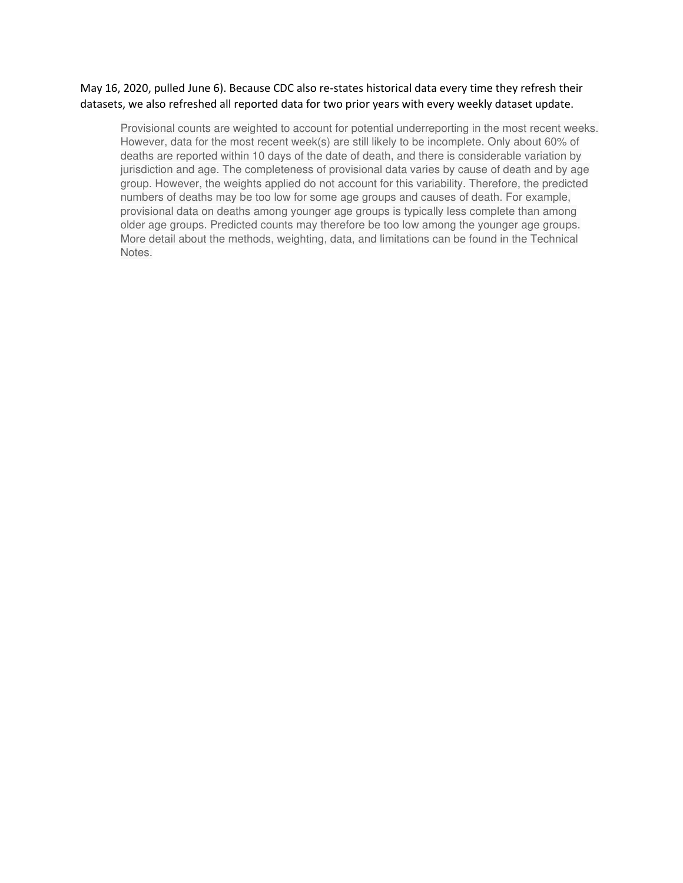May 16, 2020, pulled June 6). Because CDC also re-states historical data every time they refresh their datasets, we also refreshed all reported data for two prior years with every weekly dataset update.

> Provisional counts are weighted to account for potential underreporting in the most recent weeks. However, data for the most recent week(s) are still likely to be incomplete. Only about 60% of deaths are reported within 10 days of the date of death, and there is considerable variation by jurisdiction and age. The completeness of provisional data varies by cause of death and by age group. However, the weights applied do not account for this variability. Therefore, the predicted numbers of deaths may be too low for some age groups and causes of death. For example, provisional data on deaths among younger age groups is typically less complete than among older age groups. Predicted counts may therefore be too low among the younger age groups. More detail about the methods, weighting, data, and limitations can be found in the Technical Notes.